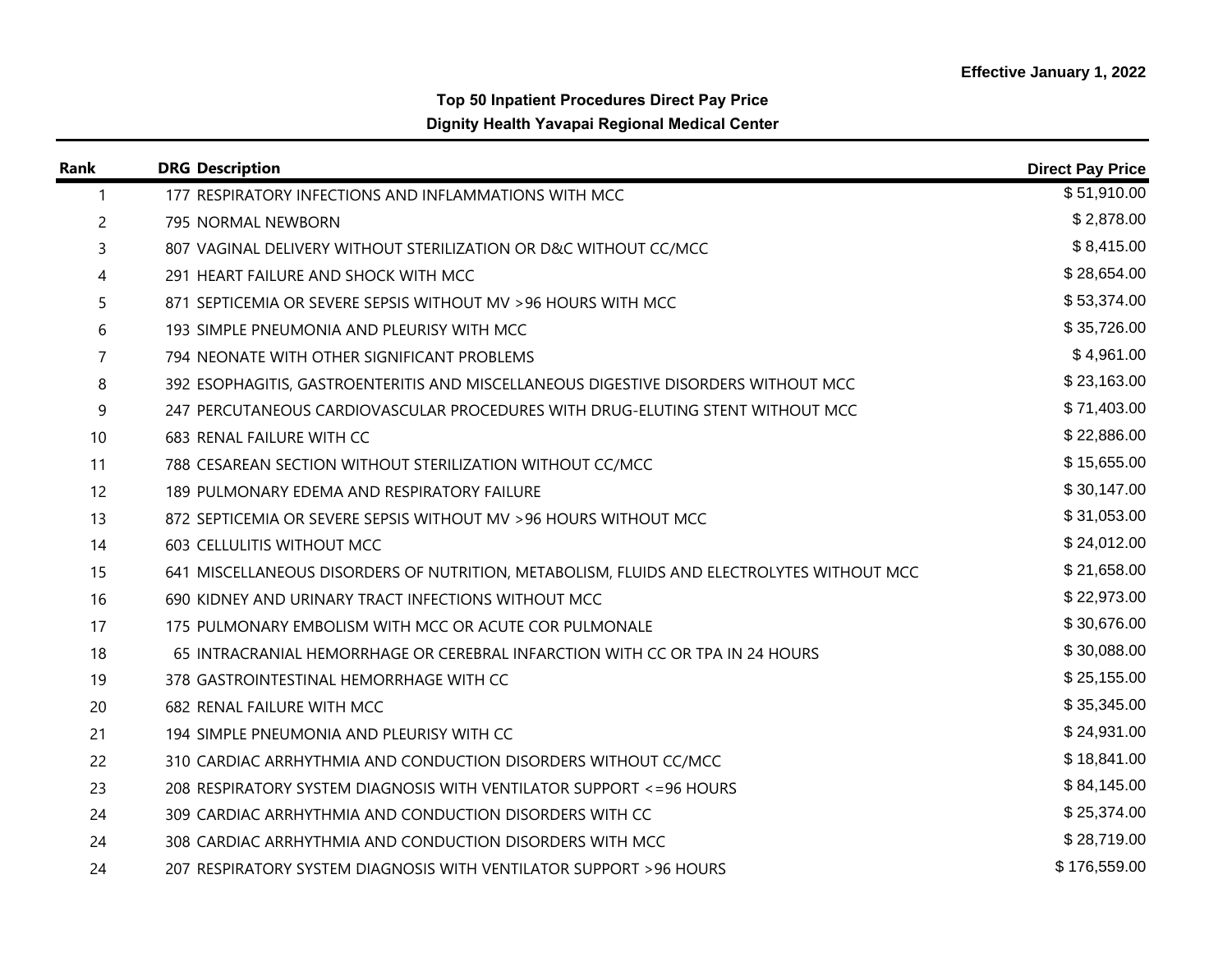Effective January 1, 2022

**Top 50 Inpatient Procedures Direct Pay Price**

**Dignity Health Yavapai Regional Medical Center**

| Rank | DRG | Description | Direct Pay Price |
|---|---|---|---|
| 1 | 177 | RESPIRATORY INFECTIONS AND INFLAMMATIONS WITH MCC | $ 51,910.00 |
| 2 | 795 | NORMAL NEWBORN | $ 2,878.00 |
| 3 | 807 | VAGINAL DELIVERY WITHOUT STERILIZATION OR D&C WITHOUT CC/MCC | $ 8,415.00 |
| 4 | 291 | HEART FAILURE AND SHOCK WITH MCC | $ 28,654.00 |
| 5 | 871 | SEPTICEMIA OR SEVERE SEPSIS WITHOUT MV >96 HOURS WITH MCC | $ 53,374.00 |
| 6 | 193 | SIMPLE PNEUMONIA AND PLEURISY WITH MCC | $ 35,726.00 |
| 7 | 794 | NEONATE WITH OTHER SIGNIFICANT PROBLEMS | $ 4,961.00 |
| 8 | 392 | ESOPHAGITIS, GASTROENTERITIS AND MISCELLANEOUS DIGESTIVE DISORDERS WITHOUT MCC | $ 23,163.00 |
| 9 | 247 | PERCUTANEOUS CARDIOVASCULAR PROCEDURES WITH DRUG-ELUTING STENT WITHOUT MCC | $ 71,403.00 |
| 10 | 683 | RENAL FAILURE WITH CC | $ 22,886.00 |
| 11 | 788 | CESAREAN SECTION WITHOUT STERILIZATION WITHOUT CC/MCC | $ 15,655.00 |
| 12 | 189 | PULMONARY EDEMA AND RESPIRATORY FAILURE | $ 30,147.00 |
| 13 | 872 | SEPTICEMIA OR SEVERE SEPSIS WITHOUT MV >96 HOURS WITHOUT MCC | $ 31,053.00 |
| 14 | 603 | CELLULITIS WITHOUT MCC | $ 24,012.00 |
| 15 | 641 | MISCELLANEOUS DISORDERS OF NUTRITION, METABOLISM, FLUIDS AND ELECTROLYTES WITHOUT MCC | $ 21,658.00 |
| 16 | 690 | KIDNEY AND URINARY TRACT INFECTIONS WITHOUT MCC | $ 22,973.00 |
| 17 | 175 | PULMONARY EMBOLISM WITH MCC OR ACUTE COR PULMONALE | $ 30,676.00 |
| 18 | 65 | INTRACRANIAL HEMORRHAGE OR CEREBRAL INFARCTION WITH CC OR TPA IN 24 HOURS | $ 30,088.00 |
| 19 | 378 | GASTROINTESTINAL HEMORRHAGE WITH CC | $ 25,155.00 |
| 20 | 682 | RENAL FAILURE WITH MCC | $ 35,345.00 |
| 21 | 194 | SIMPLE PNEUMONIA AND PLEURISY WITH CC | $ 24,931.00 |
| 22 | 310 | CARDIAC ARRHYTHMIA AND CONDUCTION DISORDERS WITHOUT CC/MCC | $ 18,841.00 |
| 23 | 208 | RESPIRATORY SYSTEM DIAGNOSIS WITH VENTILATOR SUPPORT <=96 HOURS | $ 84,145.00 |
| 24 | 309 | CARDIAC ARRHYTHMIA AND CONDUCTION DISORDERS WITH CC | $ 25,374.00 |
| 24 | 308 | CARDIAC ARRHYTHMIA AND CONDUCTION DISORDERS WITH MCC | $ 28,719.00 |
| 24 | 207 | RESPIRATORY SYSTEM DIAGNOSIS WITH VENTILATOR SUPPORT >96 HOURS | $ 176,559.00 |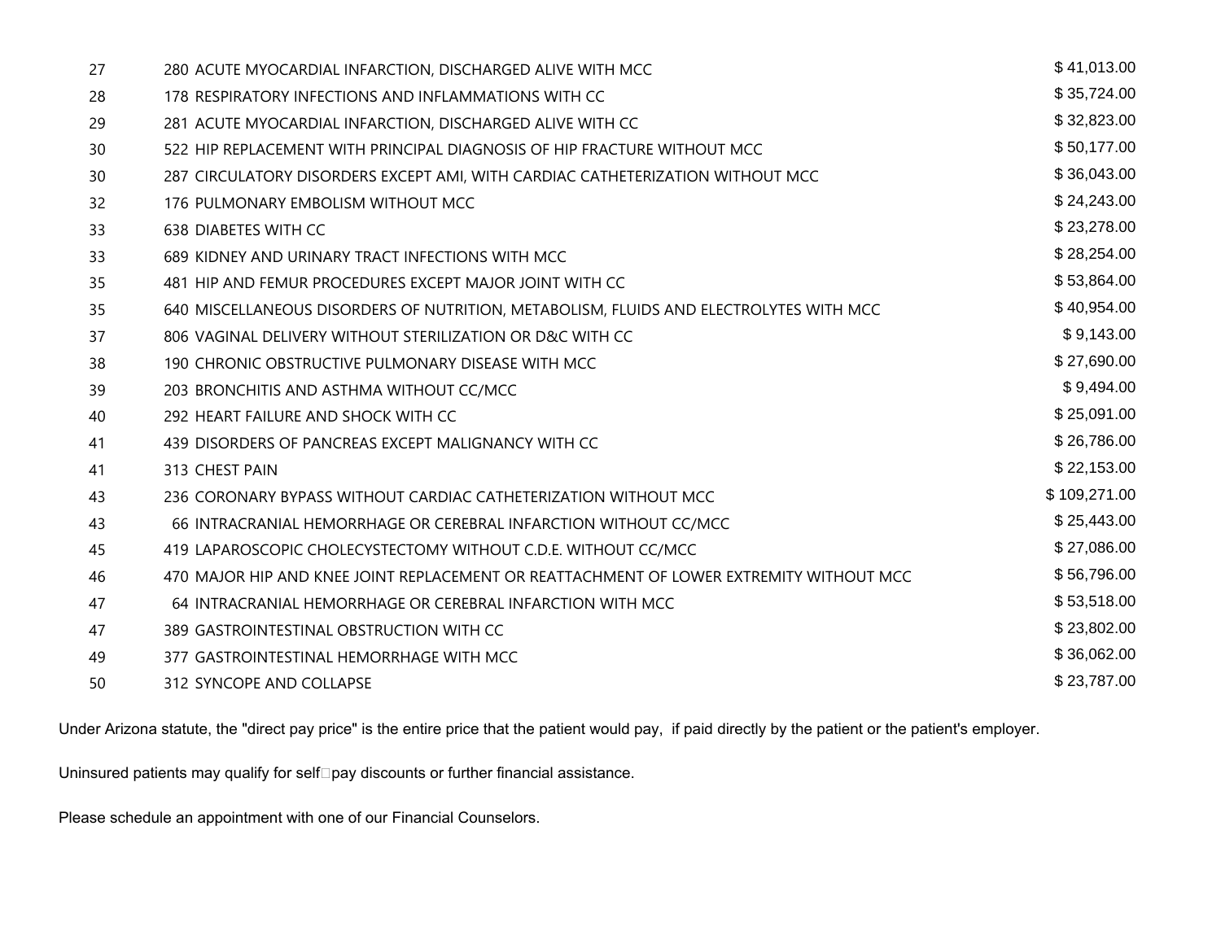| | | |
|---|---|---|
| 27 | 280 ACUTE MYOCARDIAL INFARCTION, DISCHARGED ALIVE WITH MCC | $ 41,013.00 |
| 28 | 178 RESPIRATORY INFECTIONS AND INFLAMMATIONS WITH CC | $ 35,724.00 |
| 29 | 281 ACUTE MYOCARDIAL INFARCTION, DISCHARGED ALIVE WITH CC | $ 32,823.00 |
| 30 | 522 HIP REPLACEMENT WITH PRINCIPAL DIAGNOSIS OF HIP FRACTURE WITHOUT MCC | $ 50,177.00 |
| 30 | 287 CIRCULATORY DISORDERS EXCEPT AMI, WITH CARDIAC CATHETERIZATION WITHOUT MCC | $ 36,043.00 |
| 32 | 176 PULMONARY EMBOLISM WITHOUT MCC | $ 24,243.00 |
| 33 | 638 DIABETES WITH CC | $ 23,278.00 |
| 33 | 689 KIDNEY AND URINARY TRACT INFECTIONS WITH MCC | $ 28,254.00 |
| 35 | 481 HIP AND FEMUR PROCEDURES EXCEPT MAJOR JOINT WITH CC | $ 53,864.00 |
| 35 | 640 MISCELLANEOUS DISORDERS OF NUTRITION, METABOLISM, FLUIDS AND ELECTROLYTES WITH MCC | $ 40,954.00 |
| 37 | 806 VAGINAL DELIVERY WITHOUT STERILIZATION OR D&C WITH CC | $ 9,143.00 |
| 38 | 190 CHRONIC OBSTRUCTIVE PULMONARY DISEASE WITH MCC | $ 27,690.00 |
| 39 | 203 BRONCHITIS AND ASTHMA WITHOUT CC/MCC | $ 9,494.00 |
| 40 | 292 HEART FAILURE AND SHOCK WITH CC | $ 25,091.00 |
| 41 | 439 DISORDERS OF PANCREAS EXCEPT MALIGNANCY WITH CC | $ 26,786.00 |
| 41 | 313 CHEST PAIN | $ 22,153.00 |
| 43 | 236 CORONARY BYPASS WITHOUT CARDIAC CATHETERIZATION WITHOUT MCC | $ 109,271.00 |
| 43 | 66 INTRACRANIAL HEMORRHAGE OR CEREBRAL INFARCTION WITHOUT CC/MCC | $ 25,443.00 |
| 45 | 419 LAPAROSCOPIC CHOLECYSTECTOMY WITHOUT C.D.E. WITHOUT CC/MCC | $ 27,086.00 |
| 46 | 470 MAJOR HIP AND KNEE JOINT REPLACEMENT OR REATTACHMENT OF LOWER EXTREMITY WITHOUT MCC | $ 56,796.00 |
| 47 | 64 INTRACRANIAL HEMORRHAGE OR CEREBRAL INFARCTION WITH MCC | $ 53,518.00 |
| 47 | 389 GASTROINTESTINAL OBSTRUCTION WITH CC | $ 23,802.00 |
| 49 | 377 GASTROINTESTINAL HEMORRHAGE WITH MCC | $ 36,062.00 |
| 50 | 312 SYNCOPE AND COLLAPSE | $ 23,787.00 |

Under Arizona statute, the "direct pay price" is the entire price that the patient would pay, if paid directly by the patient or the patient's employer.

Uninsured patients may qualify for self□pay discounts or further financial assistance.

Please schedule an appointment with one of our Financial Counselors.